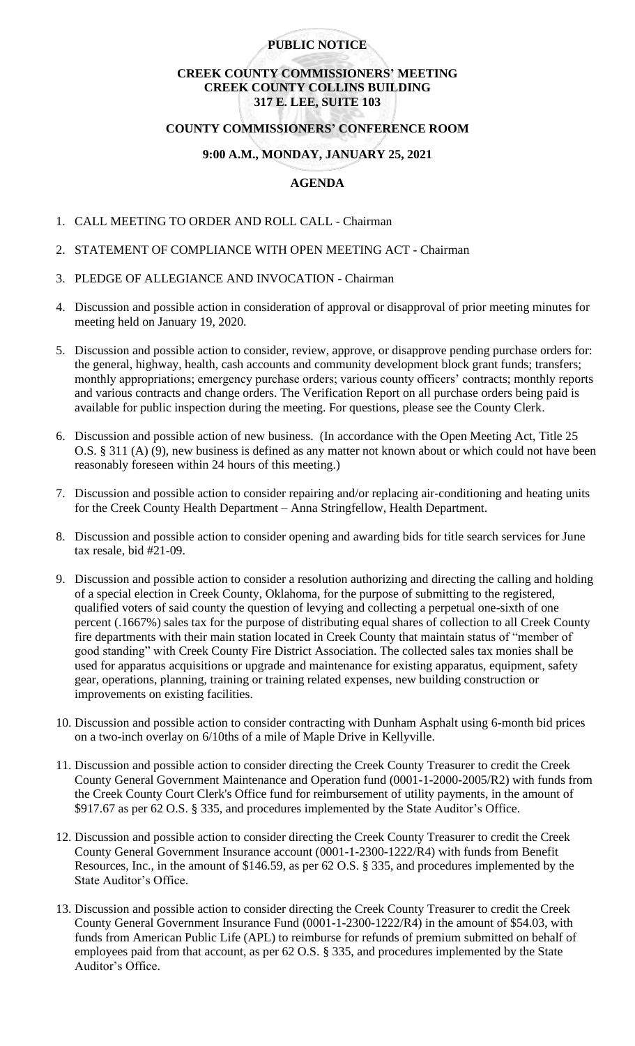# PUBLIC NOTICE

## CREEK COUNTY COMMISSIONERS' MEETING
## CREEK COUNTY COLLINS BUILDING
## 317 E. LEE, SUITE 103

## COUNTY COMMISSIONERS' CONFERENCE ROOM

## 9:00 A.M., MONDAY, JANUARY 25, 2021

## AGENDA

1. CALL MEETING TO ORDER AND ROLL CALL - Chairman

2. STATEMENT OF COMPLIANCE WITH OPEN MEETING ACT - Chairman

3. PLEDGE OF ALLEGIANCE AND INVOCATION - Chairman

4. Discussion and possible action in consideration of approval or disapproval of prior meeting minutes for meeting held on January 19, 2020.

5. Discussion and possible action to consider, review, approve, or disapprove pending purchase orders for: the general, highway, health, cash accounts and community development block grant funds; transfers; monthly appropriations; emergency purchase orders; various county officers' contracts; monthly reports and various contracts and change orders. The Verification Report on all purchase orders being paid is available for public inspection during the meeting. For questions, please see the County Clerk.

6. Discussion and possible action of new business. (In accordance with the Open Meeting Act, Title 25 O.S. § 311 (A) (9), new business is defined as any matter not known about or which could not have been reasonably foreseen within 24 hours of this meeting.)

7. Discussion and possible action to consider repairing and/or replacing air-conditioning and heating units for the Creek County Health Department – Anna Stringfellow, Health Department.

8. Discussion and possible action to consider opening and awarding bids for title search services for June tax resale, bid #21-09.

9. Discussion and possible action to consider a resolution authorizing and directing the calling and holding of a special election in Creek County, Oklahoma, for the purpose of submitting to the registered, qualified voters of said county the question of levying and collecting a perpetual one-sixth of one percent (.1667%) sales tax for the purpose of distributing equal shares of collection to all Creek County fire departments with their main station located in Creek County that maintain status of "member of good standing" with Creek County Fire District Association. The collected sales tax monies shall be used for apparatus acquisitions or upgrade and maintenance for existing apparatus, equipment, safety gear, operations, planning, training or training related expenses, new building construction or improvements on existing facilities.

10. Discussion and possible action to consider contracting with Dunham Asphalt using 6-month bid prices on a two-inch overlay on 6/10ths of a mile of Maple Drive in Kellyville.

11. Discussion and possible action to consider directing the Creek County Treasurer to credit the Creek County General Government Maintenance and Operation fund (0001-1-2000-2005/R2) with funds from the Creek County Court Clerk's Office fund for reimbursement of utility payments, in the amount of $917.67 as per 62 O.S. § 335, and procedures implemented by the State Auditor's Office.

12. Discussion and possible action to consider directing the Creek County Treasurer to credit the Creek County General Government Insurance account (0001-1-2300-1222/R4) with funds from Benefit Resources, Inc., in the amount of $146.59, as per 62 O.S. § 335, and procedures implemented by the State Auditor's Office.

13. Discussion and possible action to consider directing the Creek County Treasurer to credit the Creek County General Government Insurance Fund (0001-1-2300-1222/R4) in the amount of $54.03, with funds from American Public Life (APL) to reimburse for refunds of premium submitted on behalf of employees paid from that account, as per 62 O.S. § 335, and procedures implemented by the State Auditor's Office.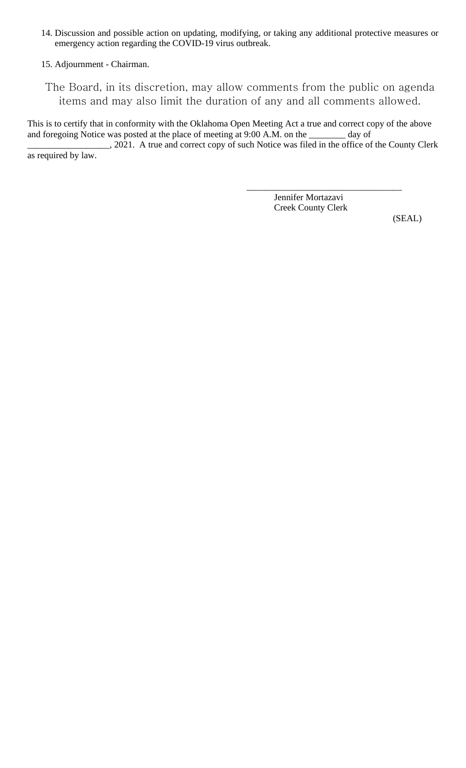14. Discussion and possible action on updating, modifying, or taking any additional protective measures or emergency action regarding the COVID-19 virus outbreak.

15. Adjournment - Chairman.

The Board, in its discretion, may allow comments from the public on agenda items and may also limit the duration of any and all comments allowed.

This is to certify that in conformity with the Oklahoma Open Meeting Act a true and correct copy of the above and foregoing Notice was posted at the place of meeting at 9:00 A.M. on the ________ day of __________________, 2021. A true and correct copy of such Notice was filed in the office of the County Clerk as required by law.

__________________________________

Jennifer Mortazavi
Creek County Clerk

(SEAL)